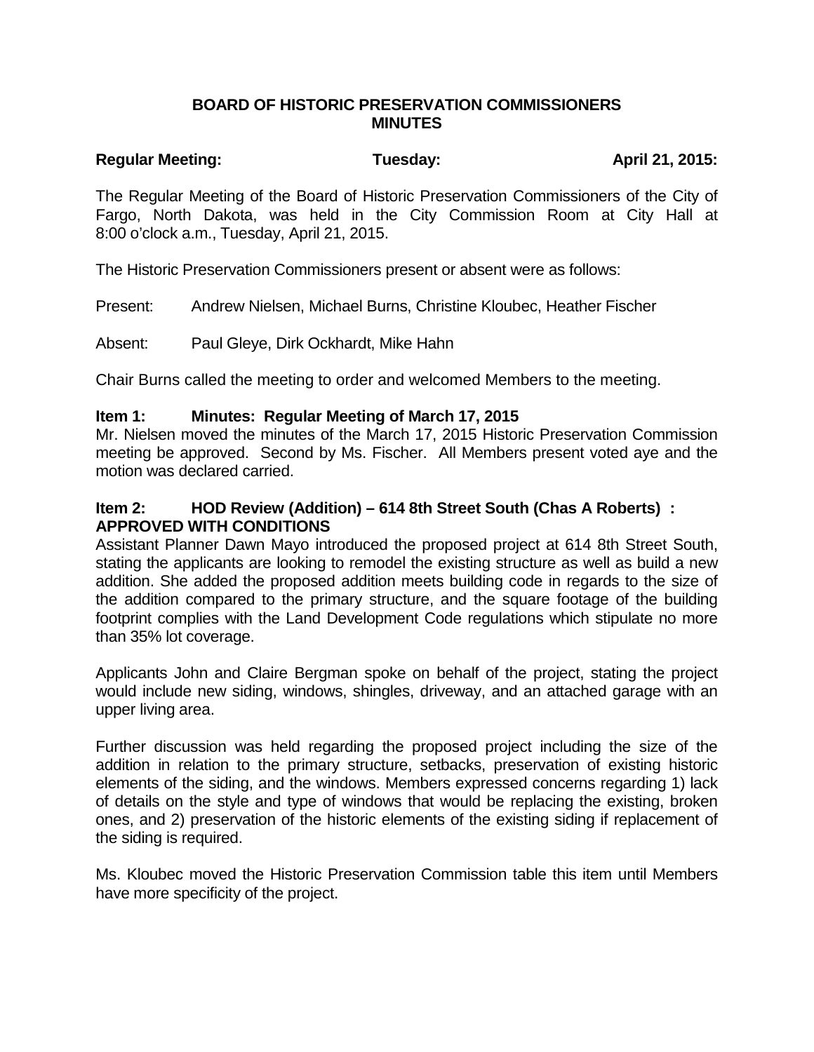# BOARD OF HISTORIC PRESERVATION COMMISSIONERS
## MINUTES

**Regular Meeting:** **Tuesday:** **April 21, 2015:**

The Regular Meeting of the Board of Historic Preservation Commissioners of the City of Fargo, North Dakota, was held in the City Commission Room at City Hall at 8:00 o'clock a.m., Tuesday, April 21, 2015.

The Historic Preservation Commissioners present or absent were as follows:

Present: Andrew Nielsen, Michael Burns, Christine Kloubec, Heather Fischer

Absent: Paul Gleye, Dirk Ockhardt, Mike Hahn

Chair Burns called the meeting to order and welcomed Members to the meeting.

**Item 1: Minutes: Regular Meeting of March 17, 2015**

Mr. Nielsen moved the minutes of the March 17, 2015 Historic Preservation Commission meeting be approved. Second by Ms. Fischer. All Members present voted aye and the motion was declared carried.

**Item 2: HOD Review (Addition) – 614 8th Street South (Chas A Roberts) : APPROVED WITH CONDITIONS**

Assistant Planner Dawn Mayo introduced the proposed project at 614 8th Street South, stating the applicants are looking to remodel the existing structure as well as build a new addition. She added the proposed addition meets building code in regards to the size of the addition compared to the primary structure, and the square footage of the building footprint complies with the Land Development Code regulations which stipulate no more than 35% lot coverage.

Applicants John and Claire Bergman spoke on behalf of the project, stating the project would include new siding, windows, shingles, driveway, and an attached garage with an upper living area.

Further discussion was held regarding the proposed project including the size of the addition in relation to the primary structure, setbacks, preservation of existing historic elements of the siding, and the windows. Members expressed concerns regarding 1) lack of details on the style and type of windows that would be replacing the existing, broken ones, and 2) preservation of the historic elements of the existing siding if replacement of the siding is required.

Ms. Kloubec moved the Historic Preservation Commission table this item until Members have more specificity of the project.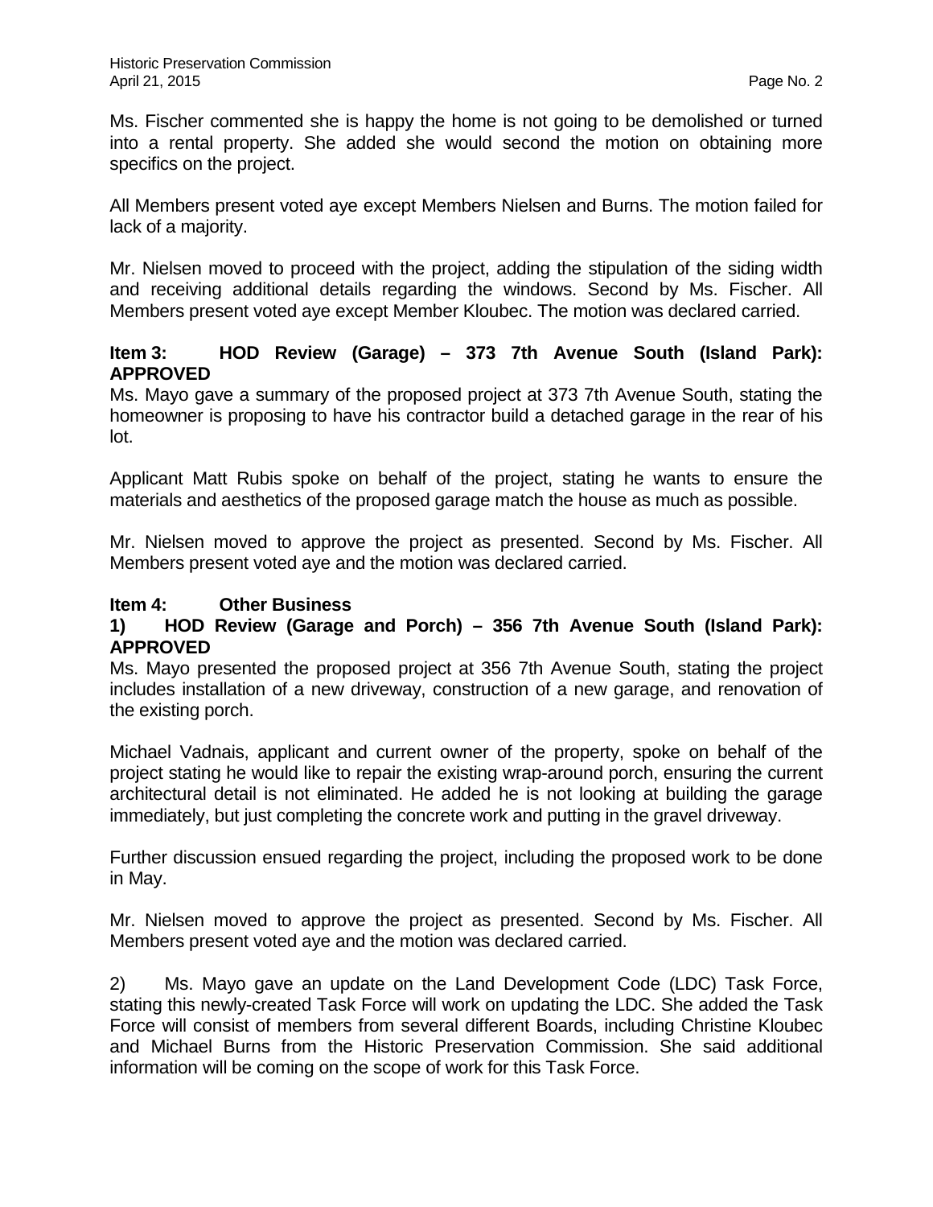Ms. Fischer commented she is happy the home is not going to be demolished or turned into a rental property. She added she would second the motion on obtaining more specifics on the project.

All Members present voted aye except Members Nielsen and Burns. The motion failed for lack of a majority.

Mr. Nielsen moved to proceed with the project, adding the stipulation of the siding width and receiving additional details regarding the windows. Second by Ms. Fischer. All Members present voted aye except Member Kloubec. The motion was declared carried.

**Item 3: HOD Review (Garage) – 373 7th Avenue South (Island Park): APPROVED**

Ms. Mayo gave a summary of the proposed project at 373 7th Avenue South, stating the homeowner is proposing to have his contractor build a detached garage in the rear of his lot.

Applicant Matt Rubis spoke on behalf of the project, stating he wants to ensure the materials and aesthetics of the proposed garage match the house as much as possible.

Mr. Nielsen moved to approve the project as presented. Second by Ms. Fischer. All Members present voted aye and the motion was declared carried.

**Item 4: Other Business**

**1) HOD Review (Garage and Porch) – 356 7th Avenue South (Island Park): APPROVED**

Ms. Mayo presented the proposed project at 356 7th Avenue South, stating the project includes installation of a new driveway, construction of a new garage, and renovation of the existing porch.

Michael Vadnais, applicant and current owner of the property, spoke on behalf of the project stating he would like to repair the existing wrap-around porch, ensuring the current architectural detail is not eliminated. He added he is not looking at building the garage immediately, but just completing the concrete work and putting in the gravel driveway.

Further discussion ensued regarding the project, including the proposed work to be done in May.

Mr. Nielsen moved to approve the project as presented. Second by Ms. Fischer. All Members present voted aye and the motion was declared carried.

2) Ms. Mayo gave an update on the Land Development Code (LDC) Task Force, stating this newly-created Task Force will work on updating the LDC. She added the Task Force will consist of members from several different Boards, including Christine Kloubec and Michael Burns from the Historic Preservation Commission. She said additional information will be coming on the scope of work for this Task Force.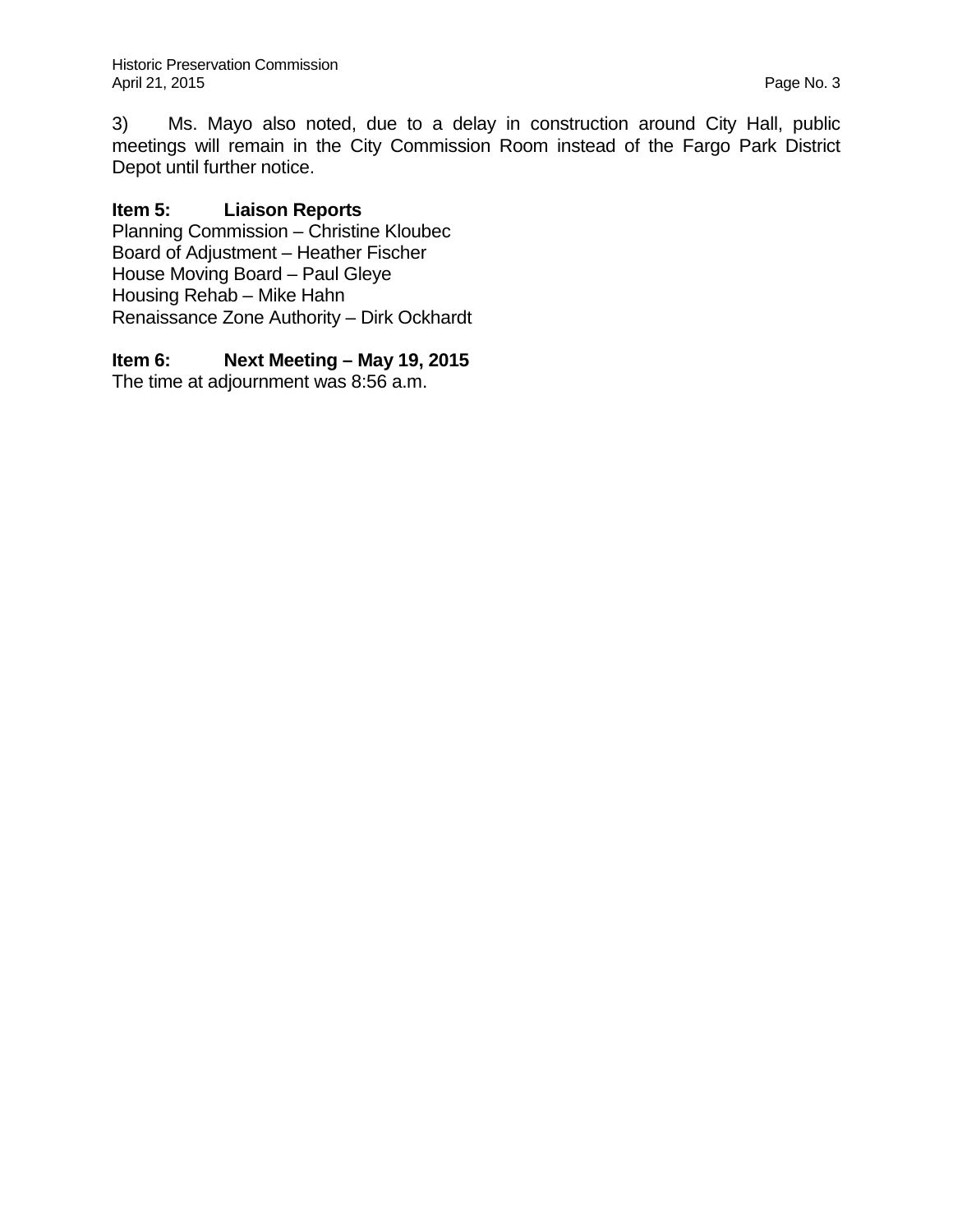3) Ms. Mayo also noted, due to a delay in construction around City Hall, public meetings will remain in the City Commission Room instead of the Fargo Park District Depot until further notice.

**Item 5: Liaison Reports**

Planning Commission – Christine Kloubec
Board of Adjustment – Heather Fischer
House Moving Board – Paul Gleye
Housing Rehab – Mike Hahn
Renaissance Zone Authority – Dirk Ockhardt

**Item 6: Next Meeting – May 19, 2015**

The time at adjournment was 8:56 a.m.